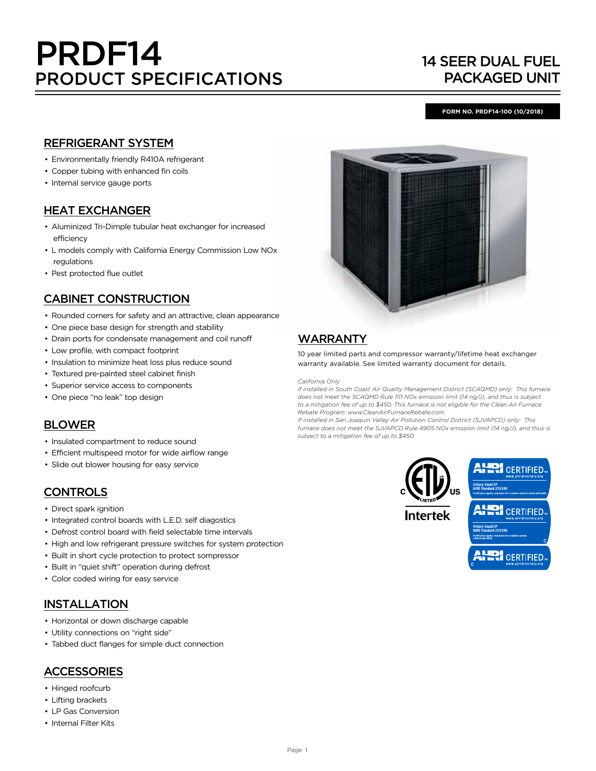# PRDF14 PRODUCT SPECIFICATIONS

## 14 SEER DUAL FUEL PACKAGED UNIT

**FORM NO. PRDF14-100 (10/2018)**

## REFRIGERANT SYSTEM

- Environmentally friendly R410A refrigerant
- Copper tubing with enhanced fin coils
- Internal service gauge ports

## HEAT EXCHANGER

- Aluminized Tri-Dimple tubular heat exchanger for increased efficiency
- L models comply with California Energy Commission Low NOx regulations
- Pest protected flue outlet

## CABINET CONSTRUCTION

- Rounded corners for safety and an attractive, clean appearance
- One piece base design for strength and stability
- Drain ports for condensate management and coil runoff
- Low profile, with compact footprint
- Insulation to minimize heat loss plus reduce sound
- Textured pre-painted steel cabinet finish
- Superior service access to components
- One piece "no leak" top design

## BLOWER

- Insulated compartment to reduce sound
- Efficient multispeed motor for wide airflow range
- Slide out blower housing for easy service

## CONTROLS

- Direct spark ignition
- Integrated control boards with L.E.D. self diagostics
- Defrost control board with field selectable time intervals
- High and low refrigerant pressure switches for system protection
- Built in short cycle protection to protect sompressor
- Built in "quiet shift" operation during defrost
- Color coded wiring for easy service

## INSTALLATION

- Horizontal or down discharge capable
- Utility connections on "right side"
- Tabbed duct flanges for simple duct connection

## ACCESSORIES

- Hinged roofcurb
- Lifting brackets
- LP Gas Conversion
- Internal Filter Kits

## WARRANTY

10 year limited parts and compressor warranty/lifetime heat exchanger warranty available. See limited warranty document for details.

*California Only*

*If installed in South Coast Air Quality Management District (SCAQMD) only: This furnace does not meet the SCAQMD Rule 1111 NOx emission limit (14 ng/J), and thus is subject to a mitigation fee of up to $450. This furnace is not eligible for the Clean Air Furnace Rebate Program: www.CleanAirFurnaceRebate.com.*

*If installed in San Joaquin Valley Air Pollution Control District (SJVAPCD) only: This furnace does not meet the SJVAPCD Rule 4905 NOx emission limit (14 ng/J), and thus is subject to a mitigation fee of up to $450.*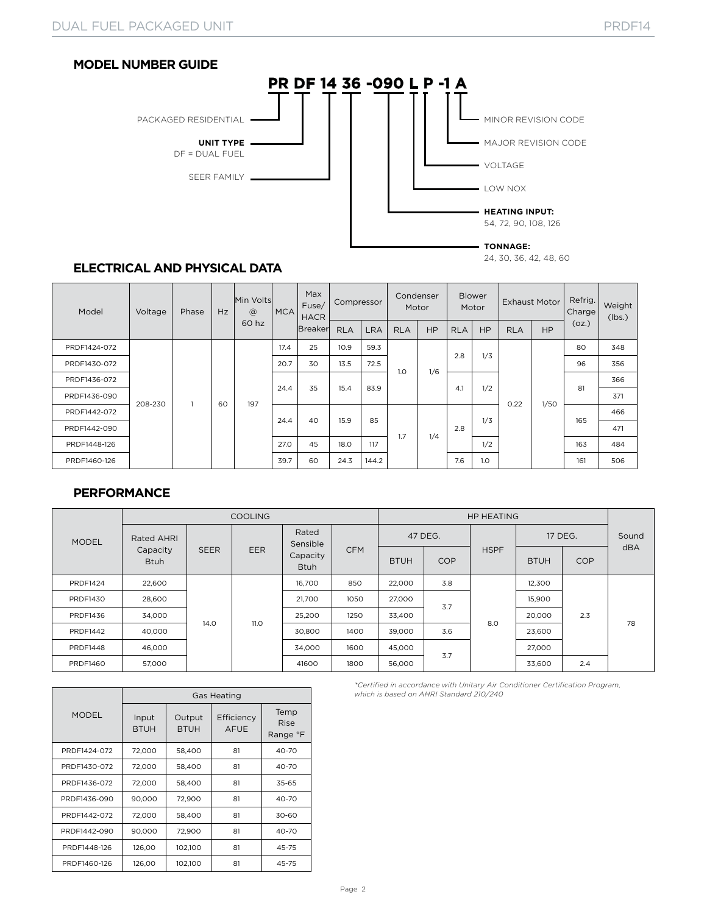## MODEL NUMBER GUIDE

**PR DF 14 36 -090 L P -1 A**

- PR — PACKAGED RESIDENTIAL
- DF — **UNIT TYPE** DF = DUAL FUEL
- 14 — SEER FAMILY
- 36 — **TONNAGE:** 24, 30, 36, 42, 48, 60
- -090 — **HEATING INPUT:** 54, 72, 90, 108, 126
- L — LOW NOX
- P — VOLTAGE
- -1 — MAJOR REVISION CODE
- A — MINOR REVISION CODE

## ELECTRICAL AND PHYSICAL DATA

| Model | Voltage | Phase | Hz | Min Volts @ 60 hz | MCA | Max Fuse/ HACR Breaker | Compressor | | Condenser Motor | | Blower Motor | | Exhaust Motor | | Refrig. Charge (oz.) | Weight (lbs.) |
|---|---|---|---|---|---|---|---|---|---|---|---|---|---|---|---|---|
| | | | | | | | RLA | LRA | RLA | HP | RLA | HP | RLA | HP | | |
| PRDF1424-072 | 208-230 | 1 | 60 | 197 | 17.4 | 25 | 10.9 | 59.3 | 1.0 | 1/6 | 2.8 | 1/3 | 0.22 | 1/50 | 80 | 348 |
| PRDF1430-072 | 208-230 | 1 | 60 | 197 | 20.7 | 30 | 13.5 | 72.5 | 1.0 | 1/6 | 2.8 | 1/3 | 0.22 | 1/50 | 96 | 356 |
| PRDF1436-072 | 208-230 | 1 | 60 | 197 | 24.4 | 35 | 15.4 | 83.9 | 1.0 | 1/6 | 4.1 | 1/2 | 0.22 | 1/50 | 81 | 366 |
| PRDF1436-090 | 208-230 | 1 | 60 | 197 | 24.4 | 35 | 15.4 | 83.9 | 1.0 | 1/6 | 4.1 | 1/2 | 0.22 | 1/50 | 81 | 371 |
| PRDF1442-072 | 208-230 | 1 | 60 | 197 | 24.4 | 40 | 15.9 | 85 | 1.7 | 1/4 | 2.8 | 1/3 | 0.22 | 1/50 | 165 | 466 |
| PRDF1442-090 | 208-230 | 1 | 60 | 197 | 24.4 | 40 | 15.9 | 85 | 1.7 | 1/4 | 2.8 | 1/3 | 0.22 | 1/50 | 165 | 471 |
| PRDF1448-126 | 208-230 | 1 | 60 | 197 | 27.0 | 45 | 18.0 | 117 | 1.7 | 1/4 | 2.8 | 1/2 | 0.22 | 1/50 | 163 | 484 |
| PRDF1460-126 | 208-230 | 1 | 60 | 197 | 39.7 | 60 | 24.3 | 144.2 | 1.7 | 1/4 | 7.6 | 1.0 | 0.22 | 1/50 | 161 | 506 |

## PERFORMANCE

| MODEL | COOLING | | | | | HP HEATING | | | | | Sound dBA |
|---|---|---|---|---|---|---|---|---|---|---|---|
| | Rated AHRI Capacity Btuh | SEER | EER | Rated Sensible Capacity Btuh | CFM | 47 DEG. | | HSPF | 17 DEG. | | |
| | | | | | | BTUH | COP | | BTUH | COP | |
| PRDF1424 | 22,600 | 14.0 | 11.0 | 16,700 | 850 | 22,000 | 3.8 | 8.0 | 12,300 | 2.3 | 78 |
| PRDF1430 | 28,600 | 14.0 | 11.0 | 21,700 | 1050 | 27,000 | 3.7 | 8.0 | 15,900 | 2.3 | 78 |
| PRDF1436 | 34,000 | 14.0 | 11.0 | 25,200 | 1250 | 33,400 | 3.7 | 8.0 | 20,000 | 2.3 | 78 |
| PRDF1442 | 40,000 | 14.0 | 11.0 | 30,800 | 1400 | 39,000 | 3.6 | 8.0 | 23,600 | 2.3 | 78 |
| PRDF1448 | 46,000 | 14.0 | 11.0 | 34,000 | 1600 | 45,000 | 3.7 | 8.0 | 27,000 | 2.3 | 78 |
| PRDF1460 | 57,000 | 14.0 | 11.0 | 41600 | 1800 | 56,000 | 3.7 | 8.0 | 33,600 | 2.4 | 78 |

| MODEL | Gas Heating | | | |
|---|---|---|---|---|
| | Input BTUH | Output BTUH | Efficiency AFUE | Temp Rise Range °F |
| PRDF1424-072 | 72,000 | 58,400 | 81 | 40-70 |
| PRDF1430-072 | 72,000 | 58,400 | 81 | 40-70 |
| PRDF1436-072 | 72,000 | 58,400 | 81 | 35-65 |
| PRDF1436-090 | 90,000 | 72,900 | 81 | 40-70 |
| PRDF1442-072 | 72,000 | 58,400 | 81 | 30-60 |
| PRDF1442-090 | 90,000 | 72,900 | 81 | 40-70 |
| PRDF1448-126 | 126,00 | 102,100 | 81 | 45-75 |
| PRDF1460-126 | 126,00 | 102,100 | 81 | 45-75 |

*\*Certified in accordance with Unitary Air Conditioner Certification Program, which is based on AHRI Standard 210/240*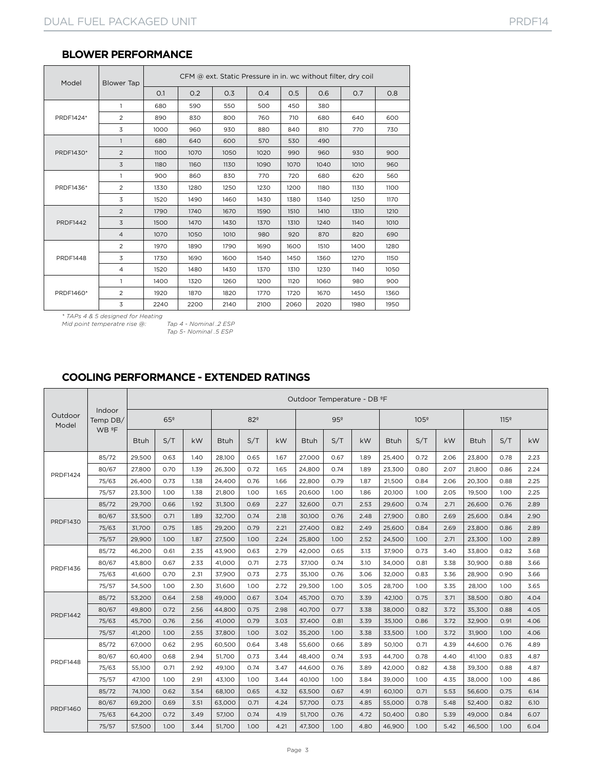## BLOWER PERFORMANCE

| Model | Blower Tap | CFM @ ext. Static Pressure in in. wc without filter, dry coil | | | | | | | |
|---|---|---|---|---|---|---|---|---|---|
| | | 0.1 | 0.2 | 0.3 | 0.4 | 0.5 | 0.6 | 0.7 | 0.8 |
| PRDF1424* | 1 | 680 | 590 | 550 | 500 | 450 | 380 | | |
| | 2 | 890 | 830 | 800 | 760 | 710 | 680 | 640 | 600 |
| | 3 | 1000 | 960 | 930 | 880 | 840 | 810 | 770 | 730 |
| PRDF1430* | 1 | 680 | 640 | 600 | 570 | 530 | 490 | | |
| | 2 | 1100 | 1070 | 1050 | 1020 | 990 | 960 | 930 | 900 |
| | 3 | 1180 | 1160 | 1130 | 1090 | 1070 | 1040 | 1010 | 960 |
| PRDF1436* | 1 | 900 | 860 | 830 | 770 | 720 | 680 | 620 | 560 |
| | 2 | 1330 | 1280 | 1250 | 1230 | 1200 | 1180 | 1130 | 1100 |
| | 3 | 1520 | 1490 | 1460 | 1430 | 1380 | 1340 | 1250 | 1170 |
| PRDF1442 | 2 | 1790 | 1740 | 1670 | 1590 | 1510 | 1410 | 1310 | 1210 |
| | 3 | 1500 | 1470 | 1430 | 1370 | 1310 | 1240 | 1140 | 1010 |
| | 4 | 1070 | 1050 | 1010 | 980 | 920 | 870 | 820 | 690 |
| PRDF1448 | 2 | 1970 | 1890 | 1790 | 1690 | 1600 | 1510 | 1400 | 1280 |
| | 3 | 1730 | 1690 | 1600 | 1540 | 1450 | 1360 | 1270 | 1150 |
| | 4 | 1520 | 1480 | 1430 | 1370 | 1310 | 1230 | 1140 | 1050 |
| PRDF1460* | 1 | 1400 | 1320 | 1260 | 1200 | 1120 | 1060 | 980 | 900 |
| | 2 | 1920 | 1870 | 1820 | 1770 | 1720 | 1670 | 1450 | 1360 |
| | 3 | 2240 | 2200 | 2140 | 2100 | 2060 | 2020 | 1980 | 1950 |

*\* TAPs 4 & 5 designed for Heating*
*Mid point temperatre rise @: Tap 4 - Nominal .2 ESP*
*Tap 5- Nominal .5 ESP*

## COOLING PERFORMANCE - EXTENDED RATINGS

| Outdoor Model | Indoor Temp DB/ WB ºF | Outdoor Temperature - DB ºF | | | | | | | | | | | | | | |
|---|---|---|---|---|---|---|---|---|---|---|---|---|---|---|---|---|
| | | 65º | | | 82º | | | 95º | | | 105º | | | 115º | | |
| | | Btuh | S/T | kW | Btuh | S/T | kW | Btuh | S/T | kW | Btuh | S/T | kW | Btuh | S/T | kW |
| PRDF1424 | 85/72 | 29,500 | 0.63 | 1.40 | 28,100 | 0.65 | 1.67 | 27,000 | 0.67 | 1.89 | 25,400 | 0.72 | 2.06 | 23,800 | 0.78 | 2.23 |
| | 80/67 | 27,800 | 0.70 | 1.39 | 26,300 | 0.72 | 1.65 | 24,800 | 0.74 | 1.89 | 23,300 | 0.80 | 2.07 | 21,800 | 0.86 | 2.24 |
| | 75/63 | 26,400 | 0.73 | 1.38 | 24,400 | 0.76 | 1.66 | 22,800 | 0.79 | 1.87 | 21,500 | 0.84 | 2.06 | 20,300 | 0.88 | 2.25 |
| | 75/57 | 23,300 | 1.00 | 1.38 | 21,800 | 1.00 | 1.65 | 20,600 | 1.00 | 1.86 | 20,100 | 1.00 | 2.05 | 19,500 | 1.00 | 2.25 |
| PRDF1430 | 85/72 | 29,700 | 0.66 | 1.92 | 31,300 | 0.69 | 2.27 | 32,600 | 0.71 | 2.53 | 29,600 | 0.74 | 2.71 | 26,600 | 0.76 | 2.89 |
| | 80/67 | 33,500 | 0.71 | 1.89 | 32,700 | 0.74 | 2.18 | 30,100 | 0.76 | 2.48 | 27,900 | 0.80 | 2.69 | 25,600 | 0.84 | 2.90 |
| | 75/63 | 31,700 | 0.75 | 1.85 | 29,200 | 0.79 | 2.21 | 27,400 | 0.82 | 2.49 | 25,600 | 0.84 | 2.69 | 23,800 | 0.86 | 2.89 |
| | 75/57 | 29,900 | 1.00 | 1.87 | 27,500 | 1.00 | 2.24 | 25,800 | 1.00 | 2.52 | 24,500 | 1.00 | 2.71 | 23,300 | 1.00 | 2.89 |
| PRDF1436 | 85/72 | 46,200 | 0.61 | 2.35 | 43,900 | 0.63 | 2.79 | 42,000 | 0.65 | 3.13 | 37,900 | 0.73 | 3.40 | 33,800 | 0.82 | 3.68 |
| | 80/67 | 43,800 | 0.67 | 2.33 | 41,000 | 0.71 | 2.73 | 37,100 | 0.74 | 3.10 | 34,000 | 0.81 | 3.38 | 30,900 | 0.88 | 3.66 |
| | 75/63 | 41,600 | 0.70 | 2.31 | 37,900 | 0.73 | 2.73 | 35,100 | 0.76 | 3.06 | 32,000 | 0.83 | 3.36 | 28,900 | 0.90 | 3.66 |
| | 75/57 | 34,500 | 1.00 | 2.30 | 31,600 | 1.00 | 2.72 | 29,300 | 1.00 | 3.05 | 28,700 | 1.00 | 3.35 | 28,100 | 1.00 | 3.65 |
| PRDF1442 | 85/72 | 53,200 | 0.64 | 2.58 | 49,000 | 0.67 | 3.04 | 45,700 | 0.70 | 3.39 | 42,100 | 0.75 | 3.71 | 38,500 | 0.80 | 4.04 |
| | 80/67 | 49,800 | 0.72 | 2.56 | 44,800 | 0.75 | 2.98 | 40,700 | 0.77 | 3.38 | 38,000 | 0.82 | 3.72 | 35,300 | 0.88 | 4.05 |
| | 75/63 | 45,700 | 0.76 | 2.56 | 41,000 | 0.79 | 3.03 | 37,400 | 0.81 | 3.39 | 35,100 | 0.86 | 3.72 | 32,900 | 0.91 | 4.06 |
| | 75/57 | 41,200 | 1.00 | 2.55 | 37,800 | 1.00 | 3.02 | 35,200 | 1.00 | 3.38 | 33,500 | 1.00 | 3.72 | 31,900 | 1.00 | 4.06 |
| PRDF1448 | 85/72 | 67,000 | 0.62 | 2.95 | 60,500 | 0.64 | 3.48 | 55,600 | 0.66 | 3.89 | 50,100 | 0.71 | 4.39 | 44,600 | 0.76 | 4.89 |
| | 80/67 | 60,400 | 0.68 | 2.94 | 51,700 | 0.73 | 3.44 | 48,400 | 0.74 | 3.93 | 44,700 | 0.78 | 4.40 | 41,100 | 0.83 | 4.87 |
| | 75/63 | 55,100 | 0.71 | 2.92 | 49,100 | 0.74 | 3.47 | 44,600 | 0.76 | 3.89 | 42,000 | 0.82 | 4.38 | 39,300 | 0.88 | 4.87 |
| | 75/57 | 47,100 | 1.00 | 2.91 | 43,100 | 1.00 | 3.44 | 40,100 | 1.00 | 3.84 | 39,000 | 1.00 | 4.35 | 38,000 | 1.00 | 4.86 |
| PRDF1460 | 85/72 | 74,100 | 0.62 | 3.54 | 68,100 | 0.65 | 4.32 | 63,500 | 0.67 | 4.91 | 60,100 | 0.71 | 5.53 | 56,600 | 0.75 | 6.14 |
| | 80/67 | 69,200 | 0.69 | 3.51 | 63,000 | 0.71 | 4.24 | 57,700 | 0.73 | 4.85 | 55,000 | 0.78 | 5.48 | 52,400 | 0.82 | 6.10 |
| | 75/63 | 64,200 | 0.72 | 3.49 | 57,100 | 0.74 | 4.19 | 51,700 | 0.76 | 4.72 | 50,400 | 0.80 | 5.39 | 49,000 | 0.84 | 6.07 |
| | 75/57 | 57,500 | 1.00 | 3.44 | 51,700 | 1.00 | 4.21 | 47,300 | 1.00 | 4.80 | 46,900 | 1.00 | 5.42 | 46,500 | 1.00 | 6.04 |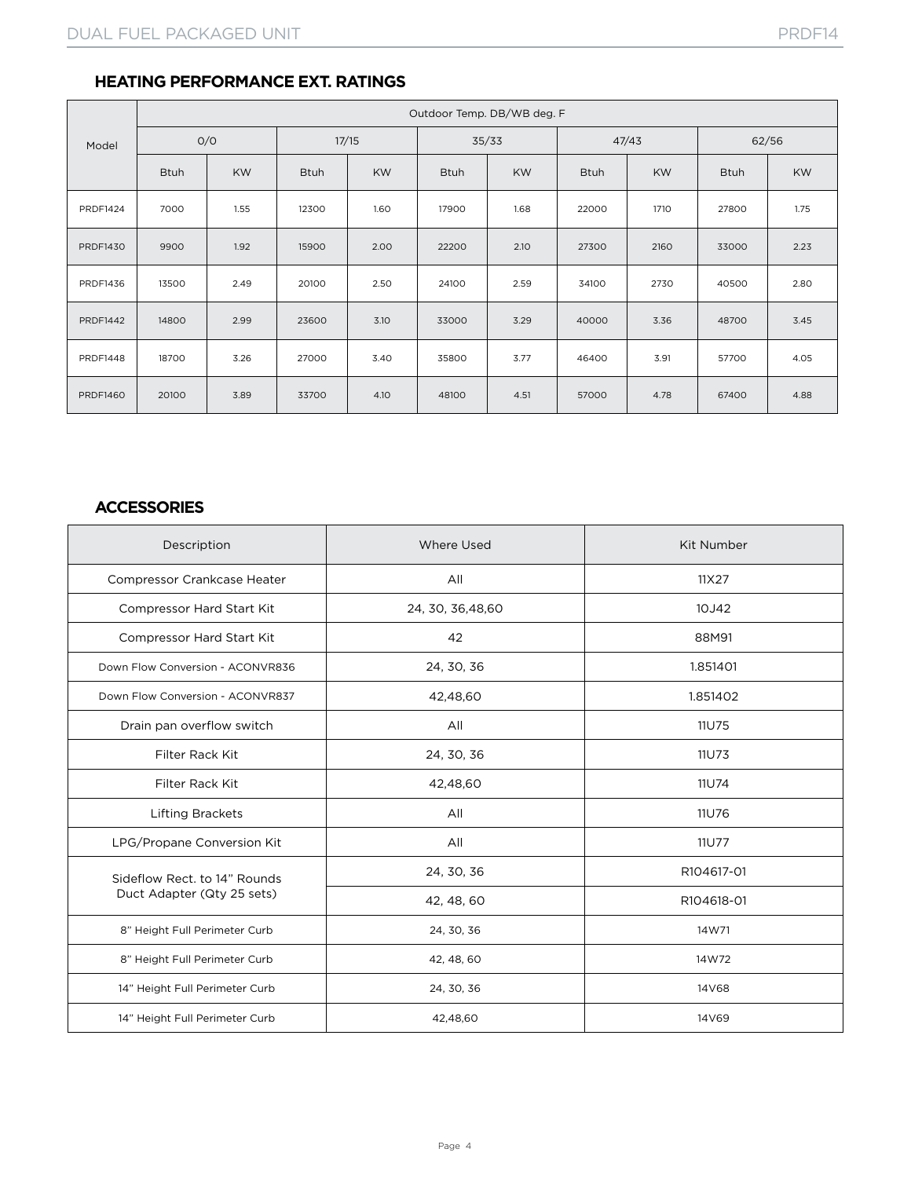## HEATING PERFORMANCE EXT. RATINGS

| Model | Outdoor Temp. DB/WB deg. F | | | | | | | | | |
|---|---|---|---|---|---|---|---|---|---|---|
| | 0/0 | | 17/15 | | 35/33 | | 47/43 | | 62/56 | |
| | Btuh | KW | Btuh | KW | Btuh | KW | Btuh | KW | Btuh | KW |
| PRDF1424 | 7000 | 1.55 | 12300 | 1.60 | 17900 | 1.68 | 22000 | 1710 | 27800 | 1.75 |
| PRDF1430 | 9900 | 1.92 | 15900 | 2.00 | 22200 | 2.10 | 27300 | 2160 | 33000 | 2.23 |
| PRDF1436 | 13500 | 2.49 | 20100 | 2.50 | 24100 | 2.59 | 34100 | 2730 | 40500 | 2.80 |
| PRDF1442 | 14800 | 2.99 | 23600 | 3.10 | 33000 | 3.29 | 40000 | 3.36 | 48700 | 3.45 |
| PRDF1448 | 18700 | 3.26 | 27000 | 3.40 | 35800 | 3.77 | 46400 | 3.91 | 57700 | 4.05 |
| PRDF1460 | 20100 | 3.89 | 33700 | 4.10 | 48100 | 4.51 | 57000 | 4.78 | 67400 | 4.88 |

## ACCESSORIES

| Description | Where Used | Kit Number |
|---|---|---|
| Compressor Crankcase Heater | All | 11X27 |
| Compressor Hard Start Kit | 24, 30, 36,48,60 | 10J42 |
| Compressor Hard Start Kit | 42 | 88M91 |
| Down Flow Conversion - ACONVR836 | 24, 30, 36 | 1.851401 |
| Down Flow Conversion - ACONVR837 | 42,48,60 | 1.851402 |
| Drain pan overflow switch | All | 11U75 |
| Filter Rack Kit | 24, 30, 36 | 11U73 |
| Filter Rack Kit | 42,48,60 | 11U74 |
| Lifting Brackets | All | 11U76 |
| LPG/Propane Conversion Kit | All | 11U77 |
| Sideflow Rect. to 14" Rounds Duct Adapter (Qty 25 sets) | 24, 30, 36 | R104617-01 |
| | 42, 48, 60 | R104618-01 |
| 8" Height Full Perimeter Curb | 24, 30, 36 | 14W71 |
| 8" Height Full Perimeter Curb | 42, 48, 60 | 14W72 |
| 14" Height Full Perimeter Curb | 24, 30, 36 | 14V68 |
| 14" Height Full Perimeter Curb | 42,48,60 | 14V69 |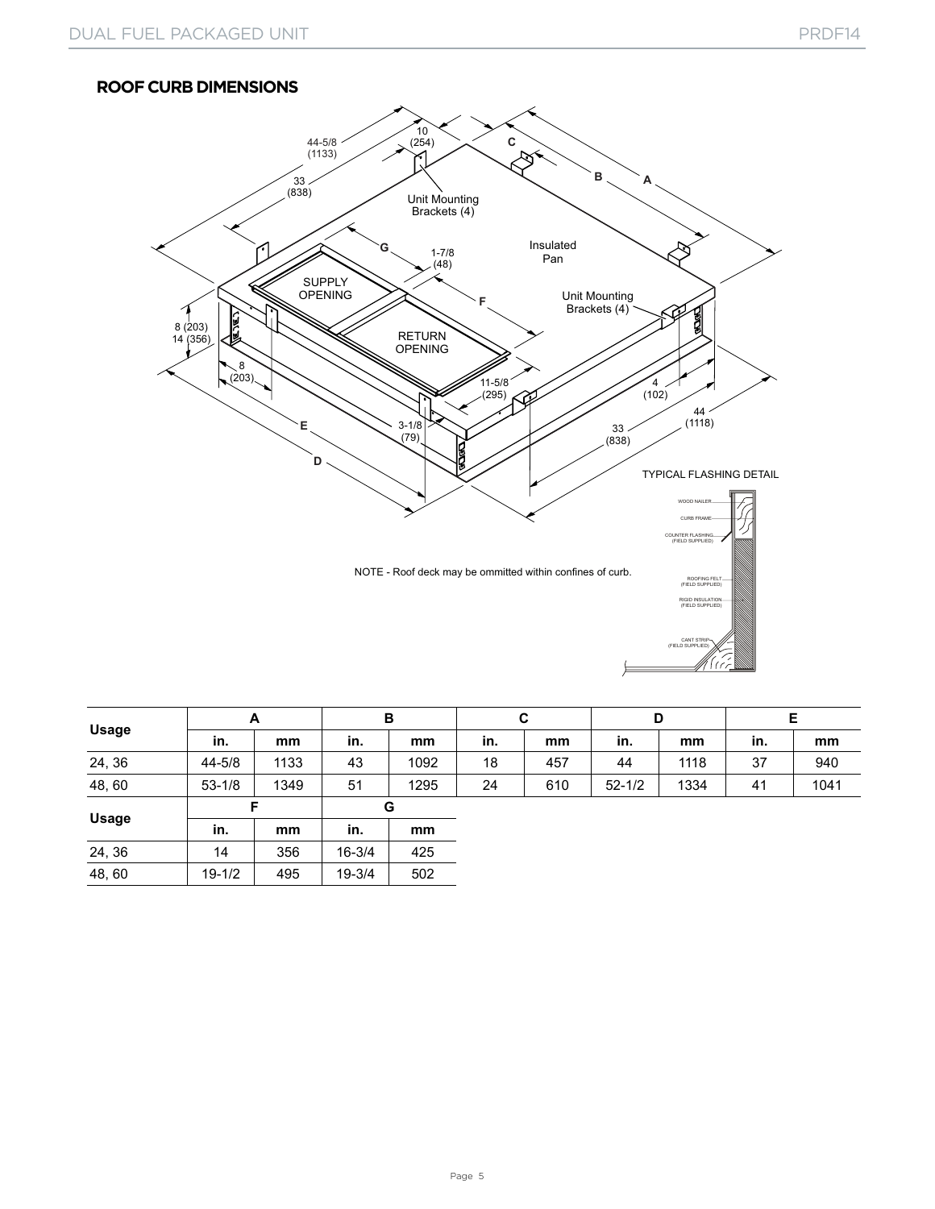## ROOF CURB DIMENSIONS

NOTE - Roof deck may be ommitted within confines of curb.

TYPICAL FLASHING DETAIL

| Usage | A | | B | | C | | D | | E | |
|---|---|---|---|---|---|---|---|---|---|---|
| | in. | mm | in. | mm | in. | mm | in. | mm | in. | mm |
| 24, 36 | 44-5/8 | 1133 | 43 | 1092 | 18 | 457 | 44 | 1118 | 37 | 940 |
| 48, 60 | 53-1/8 | 1349 | 51 | 1295 | 24 | 610 | 52-1/2 | 1334 | 41 | 1041 |

| Usage | F | | G | |
|---|---|---|---|---|
| | in. | mm | in. | mm |
| 24, 36 | 14 | 356 | 16-3/4 | 425 |
| 48, 60 | 19-1/2 | 495 | 19-3/4 | 502 |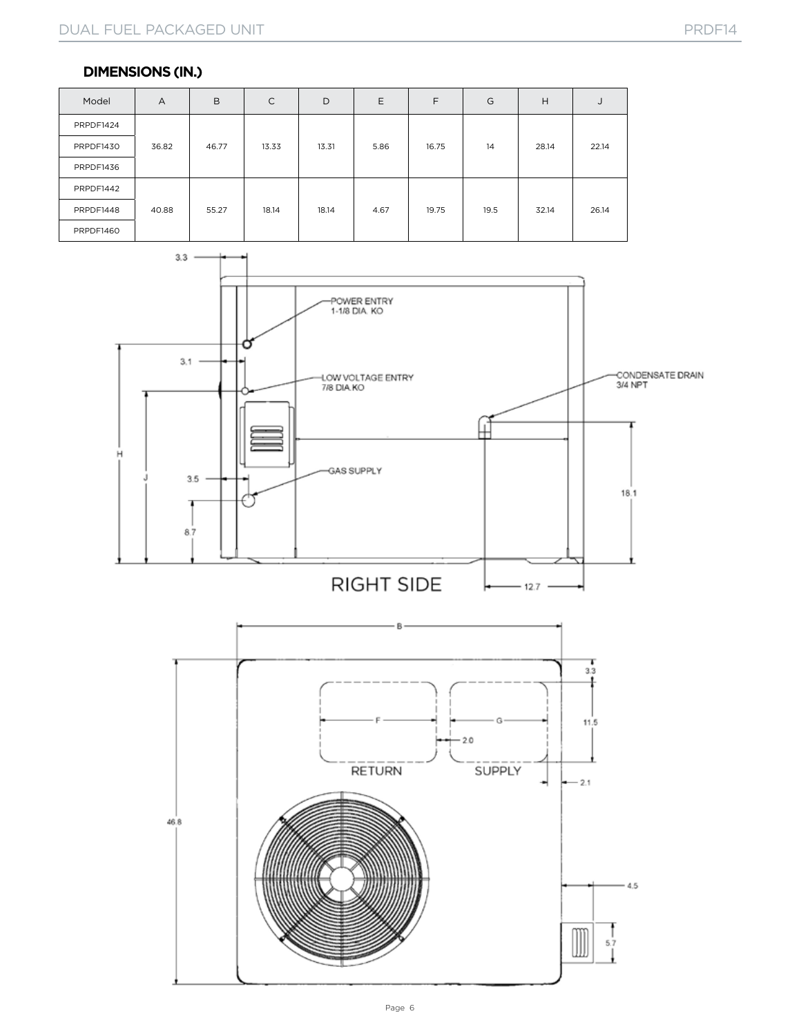## DIMENSIONS (IN.)

| Model | A | B | C | D | E | F | G | H | J |
|---|---|---|---|---|---|---|---|---|---|
| PRPDF1424 | 36.82 | 46.77 | 13.33 | 13.31 | 5.86 | 16.75 | 14 | 28.14 | 22.14 |
| PRPDF1430 | | | | | | | | | |
| PRPDF1436 | | | | | | | | | |
| PRPDF1442 | 40.88 | 55.27 | 18.14 | 18.14 | 4.67 | 19.75 | 19.5 | 32.14 | 26.14 |
| PRPDF1448 | | | | | | | | | |
| PRPDF1460 | | | | | | | | | |

POWER ENTRY 1-1/8 DIA. KO

LOW VOLTAGE ENTRY 7/8 DIA. KO

GAS SUPPLY

CONDENSATE DRAIN 3/4 NPT

RIGHT SIDE

RETURN

SUPPLY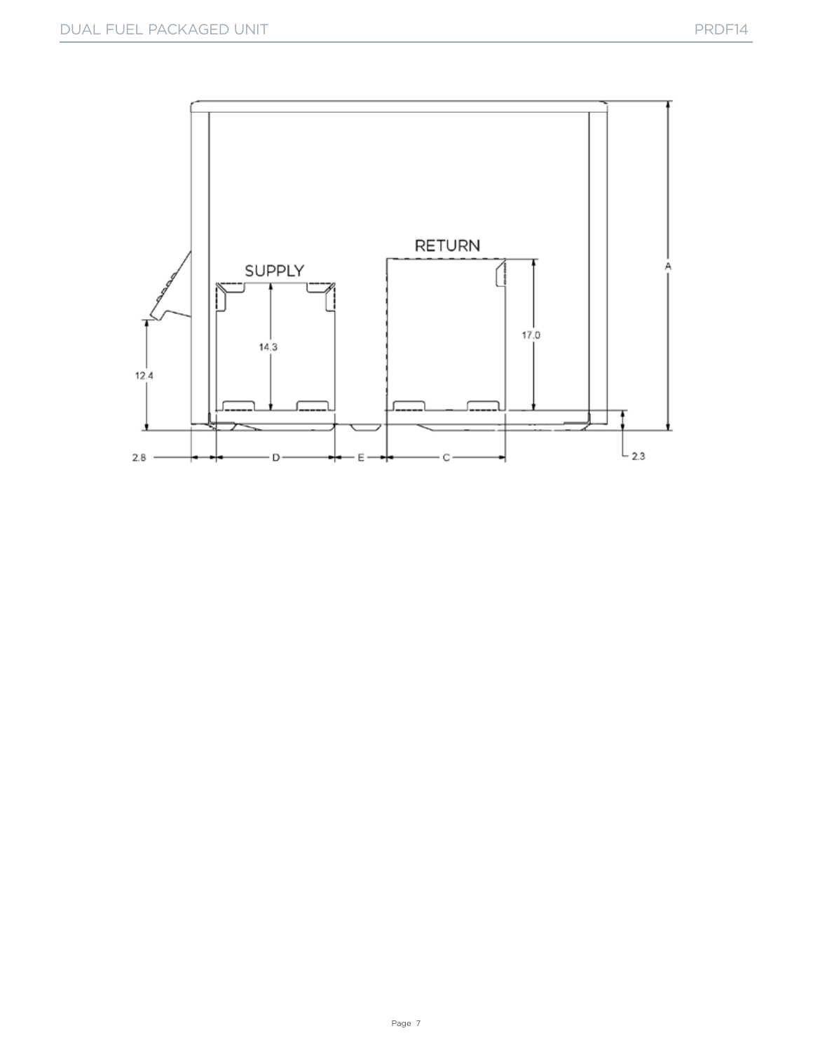SUPPLY

RETURN

14.3

17.0

12.4

2.8 — D — E — C

2.3

A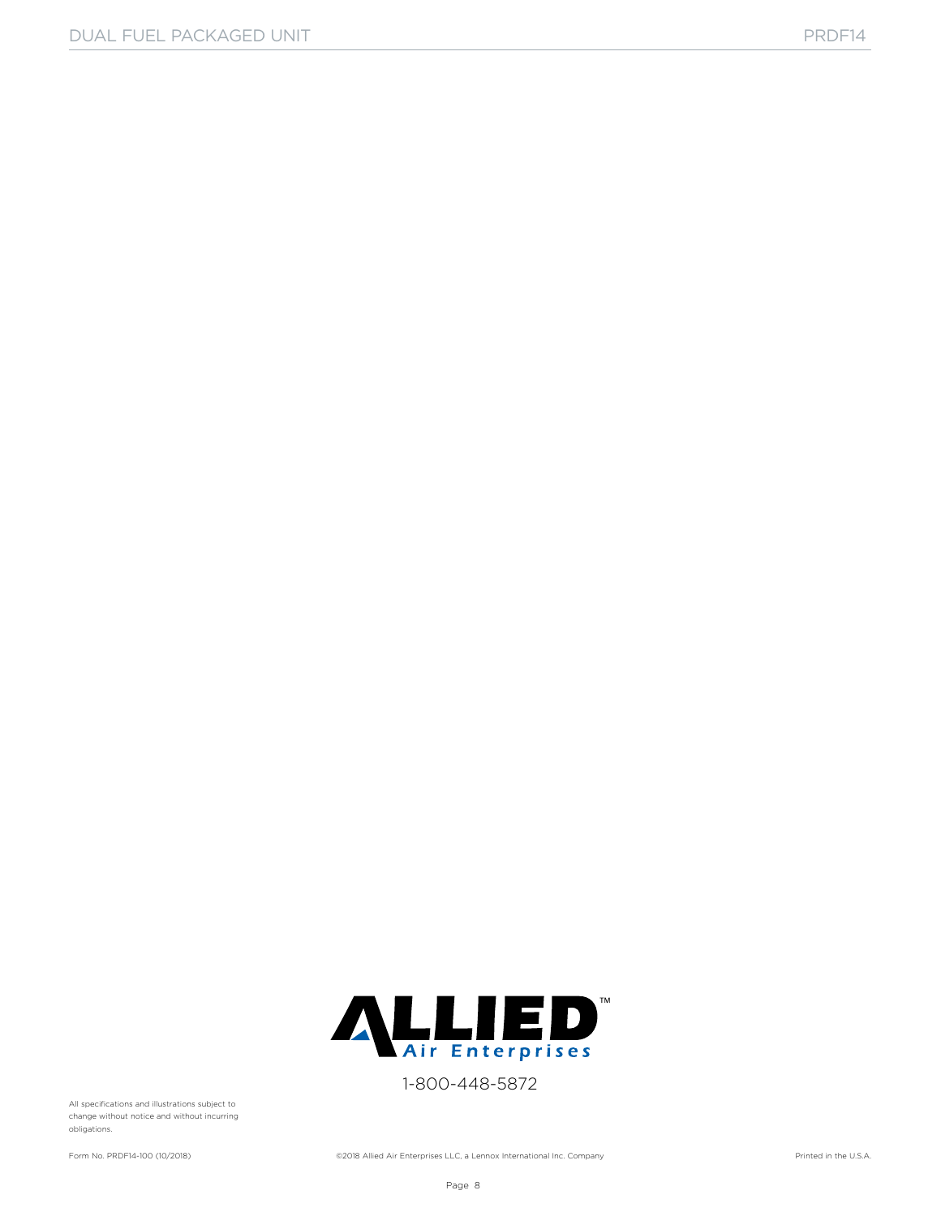ALLIED™ Air Enterprises

1-800-448-5872

All specifications and illustrations subject to change without notice and without incurring obligations.

Form No. PRDF14-100 (10/2018)

©2018 Allied Air Enterprises LLC, a Lennox International Inc. Company

Printed in the U.S.A.